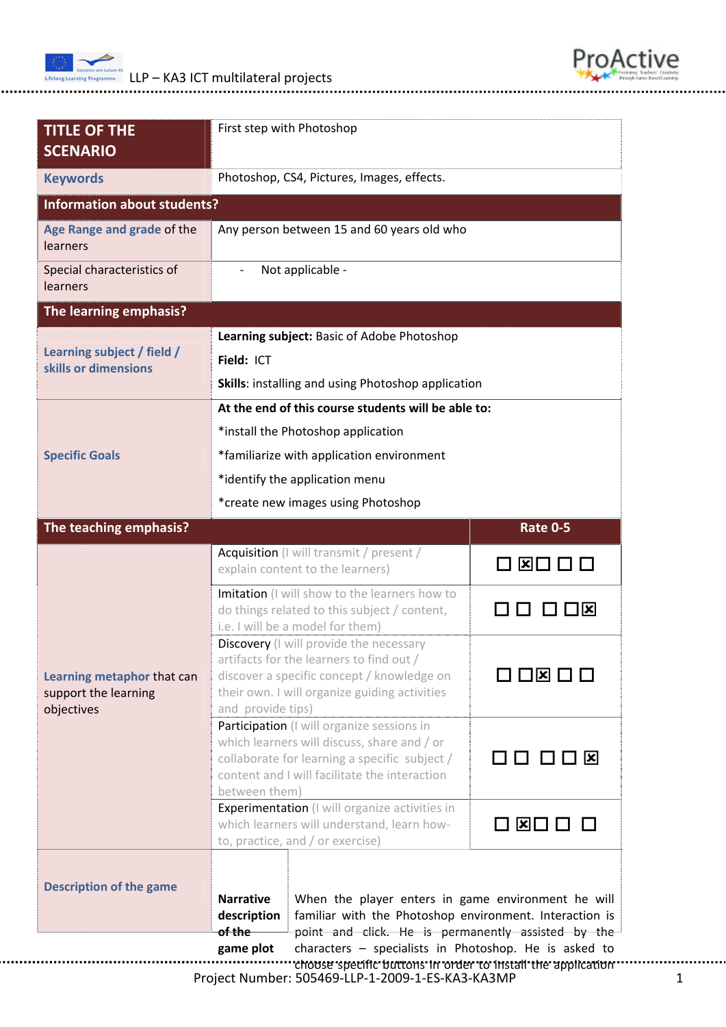| TITLE OF THE SCENARIO | First step with Photoshop | |
|---|---|---|
| Keywords | Photoshop, CS4, Pictures, Images, effects. | |
| **Information about students?** | | |
| Age Range and grade of the learners | Any person between 15 and 60 years old who | |
| Special characteristics of learners | - Not applicable - | |
| **The learning emphasis?** | | |
| Learning subject / field / skills or dimensions | **Learning subject:** Basic of Adobe Photoshop<br>**Field:** ICT<br>**Skills**: installing and using Photoshop application | |
| Specific Goals | **At the end of this course students will be able to:**<br>*install the Photoshop application<br>*familiarize with application environment<br>*identify the application menu<br>*create new images using Photoshop | |
| **The teaching emphasis?** | | **Rate 0-5** |
| Learning metaphor that can support the learning objectives | Acquisition (I will transmit / present / explain content to the learners) | ☐ ☒ ☐ ☐ ☐ |
| | Imitation (I will show to the learners how to do things related to this subject / content, i.e. I will be a model for them) | ☐ ☐ ☐ ☐ ☒ |
| | Discovery (I will provide the necessary artifacts for the learners to find out / discover a specific concept / knowledge on their own. I will organize guiding activities and provide tips) | ☐ ☐ ☒ ☐ ☐ |
| | Participation (I will organize sessions in which learners will discuss, share and / or collaborate for learning a specific subject / content and I will facilitate the interaction between them) | ☐ ☐ ☐ ☐ ☒ |
| | Experimentation (I will organize activities in which learners will understand, learn how-to, practice, and / or exercise) | ☐ ☒ ☐ ☐ ☐ |
| Description of the game | **Narrative description of the game plot** | When the player enters in game environment he will familiar with the Photoshop environment. Interaction is point and click. He is permanently assisted by the characters – specialists in Photoshop. He is asked to choose specific buttons in order to install the application |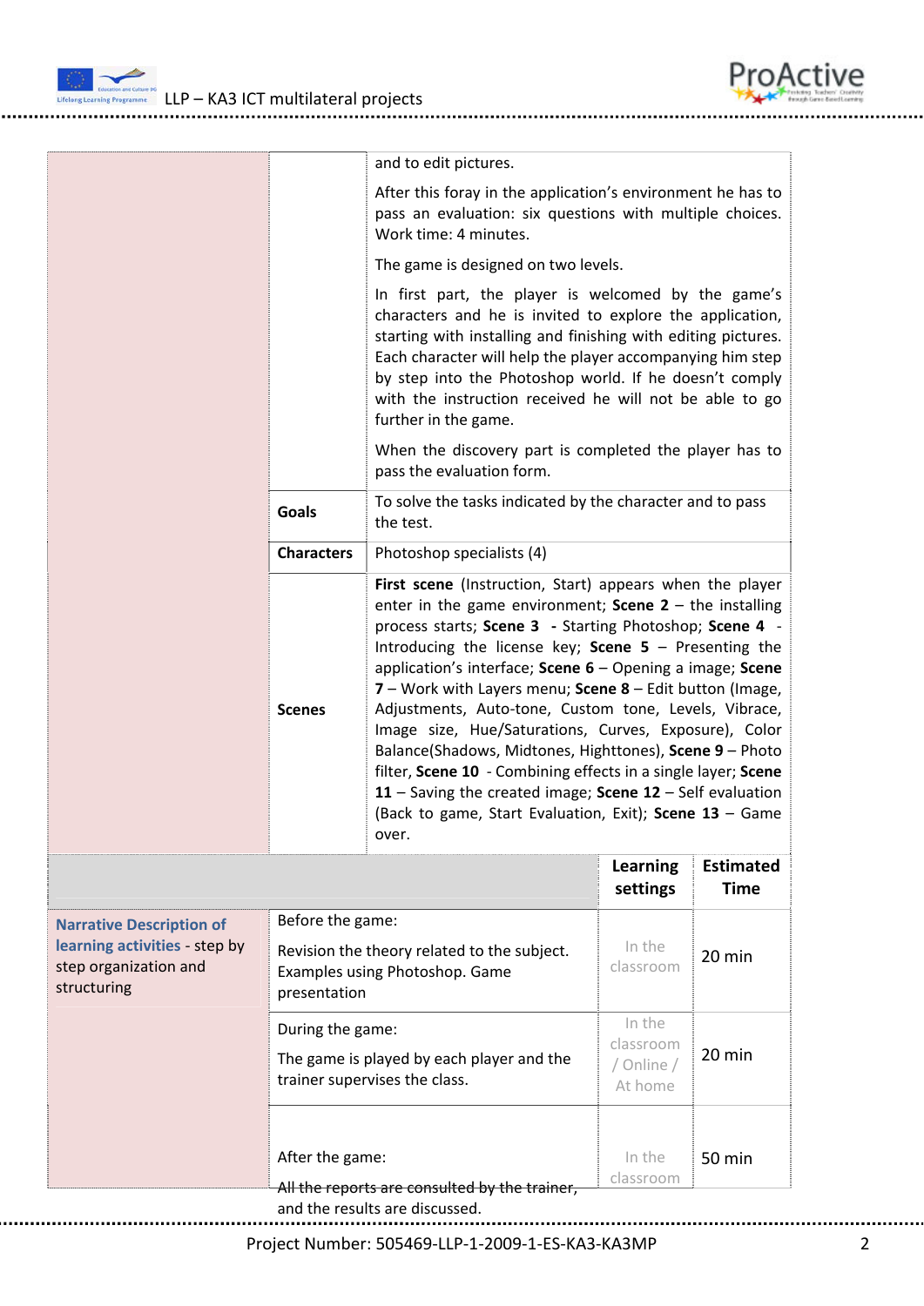| | | |
|---|---|---|
| | | and to edit pictures.<br><br>After this foray in the application's environment he has to pass an evaluation: six questions with multiple choices. Work time: 4 minutes.<br><br>The game is designed on two levels.<br><br>In first part, the player is welcomed by the game's characters and he is invited to explore the application, starting with installing and finishing with editing pictures. Each character will help the player accompanying him step by step into the Photoshop world. If he doesn't comply with the instruction received he will not be able to go further in the game.<br><br>When the discovery part is completed the player has to pass the evaluation form. |
| | **Goals** | To solve the tasks indicated by the character and to pass the test. |
| | **Characters** | Photoshop specialists (4) |
| | **Scenes** | **First scene** (Instruction, Start) appears when the player enter in the game environment; **Scene 2** – the installing process starts; **Scene 3** - Starting Photoshop; **Scene 4** - Introducing the license key; **Scene 5** – Presenting the application's interface; **Scene 6** – Opening a image; **Scene 7** – Work with Layers menu; **Scene 8** – Edit button (Image, Adjustments, Auto-tone, Custom tone, Levels, Vibrace, Image size, Hue/Saturations, Curves, Exposure), Color Balance(Shadows, Midtones, Highttones), **Scene 9** – Photo filter, **Scene 10** - Combining effects in a single layer; **Scene 11** – Saving the created image; **Scene 12** – Self evaluation (Back to game, Start Evaluation, Exit); **Scene 13** – Game over. |

| | | **Learning settings** | **Estimated Time** |
|---|---|---|---|
| **Narrative Description of learning activities** - step by step organization and structuring | Before the game:<br><br>Revision the theory related to the subject. Examples using Photoshop. Game presentation | In the classroom | 20 min |
| | During the game:<br><br>The game is played by each player and the trainer supervises the class. | In the classroom / Online / At home | 20 min |
| | After the game:<br><br>All the reports are consulted by the trainer, and the results are discussed. | In the classroom | 50 min |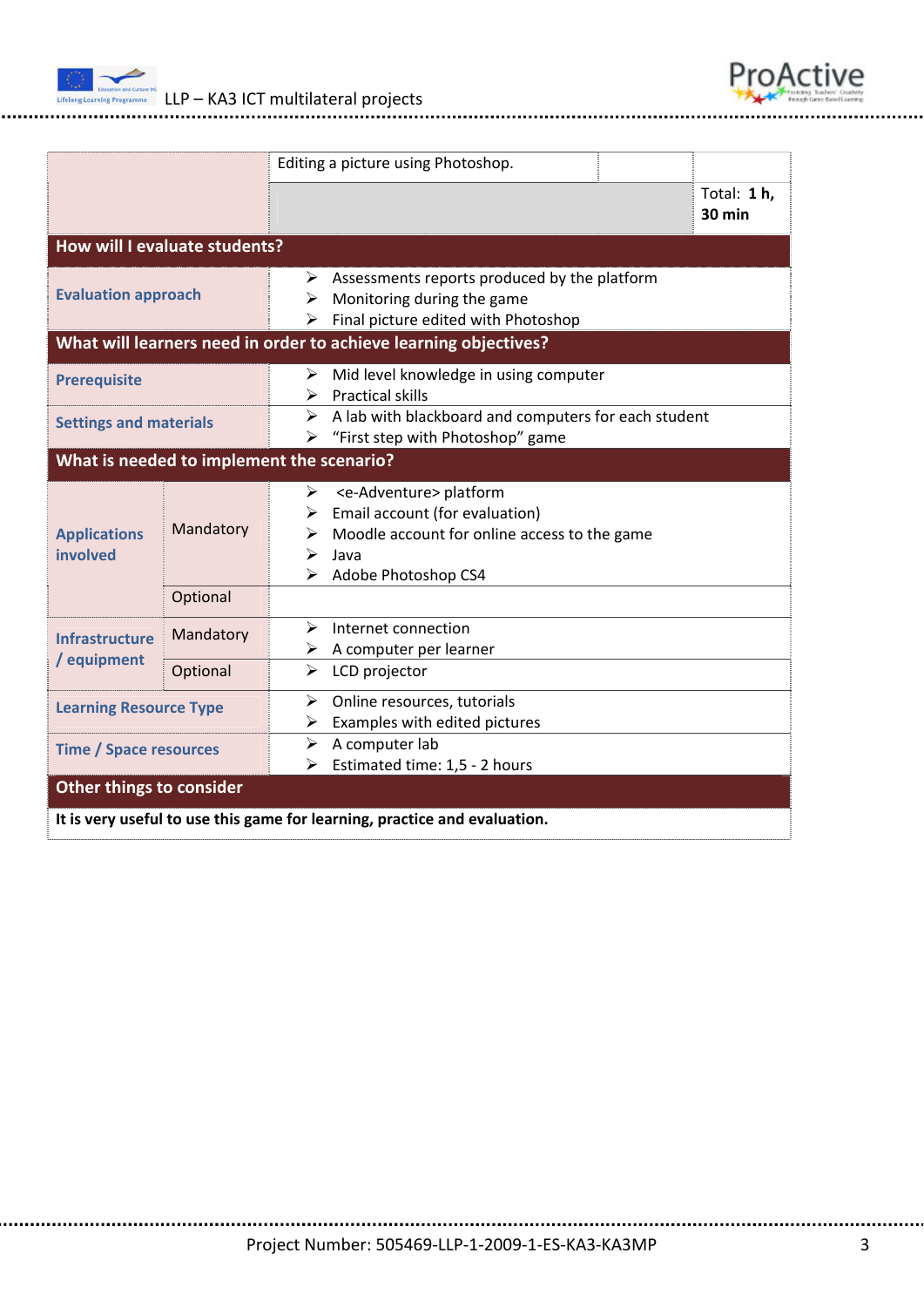| | | | |
|---|---|---|---|
| | Editing a picture using Photoshop. | | |
| | | | Total: **1 h, 30 min** |
| **How will I evaluate students?** | | | |
| **Evaluation approach** | | ➢ Assessments reports produced by the platform<br>➢ Monitoring during the game<br>➢ Final picture edited with Photoshop | |
| **What will learners need in order to achieve learning objectives?** | | | |
| **Prerequisite** | | ➢ Mid level knowledge in using computer<br>➢ Practical skills | |
| **Settings and materials** | | ➢ A lab with blackboard and computers for each student<br>➢ "First step with Photoshop" game | |
| **What is needed to implement the scenario?** | | | |
| **Applications involved** | Mandatory | ➢ <e-Adventure> platform<br>➢ Email account (for evaluation)<br>➢ Moodle account for online access to the game<br>➢ Java<br>➢ Adobe Photoshop CS4 | |
| | Optional | | |
| **Infrastructure / equipment** | Mandatory | ➢ Internet connection<br>➢ A computer per learner | |
| | Optional | ➢ LCD projector | |
| **Learning Resource Type** | | ➢ Online resources, tutorials<br>➢ Examples with edited pictures | |
| **Time / Space resources** | | ➢ A computer lab<br>➢ Estimated time: 1,5 - 2 hours | |
| **Other things to consider** | | | |
| **It is very useful to use this game for learning, practice and evaluation.** | | | |